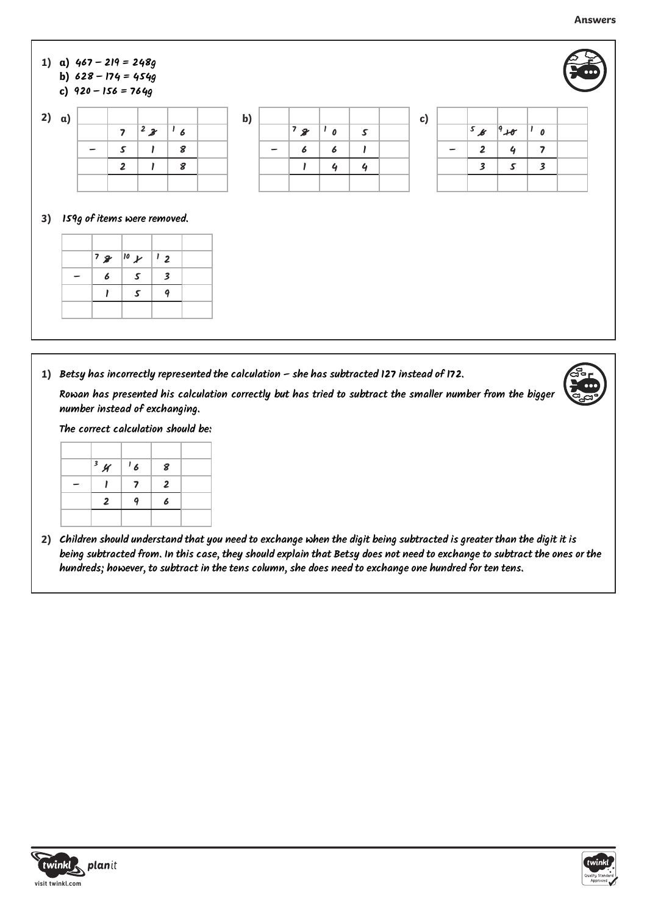**Answers**

1) **a)** 467 – 219 = 248g
   **b)** 628 – 174 = 454g
   **c)** 920 – 156 = 764g

2) **a)**

| | | | | |
|---|---|---|---|---|
| | 7 | ²3̶ | ¹6 | |
| – | 5 | 1 | 8 | |
| | 2 | 1 | 8 | |
| | | | | |

**b)**

| | | | | |
|---|---|---|---|---|
| | ⁷8̶ | ¹0 | 5 | |
| – | 6 | 6 | 1 | |
| | 1 | 4 | 4 | |
| | | | | |

**c)**

| | | | | |
|---|---|---|---|---|
| | ⁵6̶ | ⁹1̶0̶ | ¹0 | |
| – | 2 | 4 | 7 | |
| | 3 | 5 | 3 | |
| | | | | |

3) 159g of items were removed.

| | | | | |
|---|---|---|---|---|
| | ⁷8̶ | ¹⁰1̶ | ¹2 | |
| – | 6 | 5 | 3 | |
| | 1 | 5 | 9 | |
| | | | | |

---

1) Betsy has incorrectly represented the calculation – she has subtracted 127 instead of 172.

Rowan has presented his calculation correctly but has tried to subtract the smaller number from the bigger number instead of exchanging.

The correct calculation should be:

| | | | | |
|---|---|---|---|---|
| | ³4̶ | ¹6 | 8 | |
| – | 1 | 7 | 2 | |
| | 2 | 9 | 6 | |
| | | | | |

2) Children should understand that you need to exchange when the digit being subtracted is greater than the digit it is being subtracted from. In this case, they should explain that Betsy does not need to exchange to subtract the ones or the hundreds; however, to subtract in the tens column, she does need to exchange one hundred for ten tens.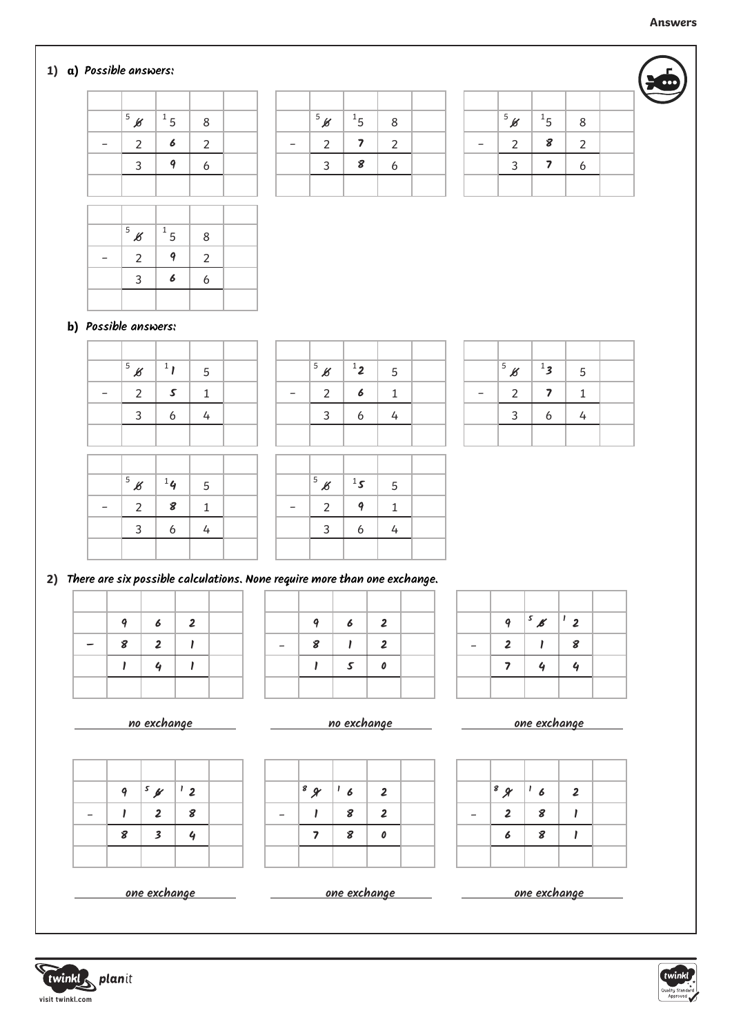# Answers

**1) a)** *Possible answers:*

| | | | | |
|---|---|---|---|---|
| | $^5\not{6}$ | $^1 5$ | 8 | |
| − | 2 | 6 | 2 | |
| | 3 | 9 | 6 | |

| | | | | |
|---|---|---|---|---|
| | $^5\not{6}$ | $^1 5$ | 8 | |
| − | 2 | 7 | 2 | |
| | 3 | 8 | 6 | |

| | | | | |
|---|---|---|---|---|
| | $^5\not{6}$ | $^1 5$ | 8 | |
| − | 2 | 8 | 2 | |
| | 3 | 7 | 6 | |

| | | | | |
|---|---|---|---|---|
| | $^5\not{6}$ | $^1 5$ | 8 | |
| − | 2 | 9 | 2 | |
| | 3 | 6 | 6 | |

**b)** *Possible answers:*

| | | | | |
|---|---|---|---|---|
| | $^5\not{6}$ | $^1 1$ | 5 | |
| − | 2 | 5 | 1 | |
| | 3 | 6 | 4 | |

| | | | | |
|---|---|---|---|---|
| | $^5\not{6}$ | $^1 2$ | 5 | |
| − | 2 | 6 | 1 | |
| | 3 | 6 | 4 | |

| | | | | |
|---|---|---|---|---|
| | $^5\not{6}$ | $^1 3$ | 5 | |
| − | 2 | 7 | 1 | |
| | 3 | 6 | 4 | |

| | | | | |
|---|---|---|---|---|
| | $^5\not{6}$ | $^1 4$ | 5 | |
| − | 2 | 8 | 1 | |
| | 3 | 6 | 4 | |

| | | | | |
|---|---|---|---|---|
| | $^5\not{6}$ | $^1 5$ | 5 | |
| − | 2 | 9 | 1 | |
| | 3 | 6 | 4 | |

**2)** *There are six possible calculations. None require more than one exchange.*

| | | | | |
|---|---|---|---|---|
| | 9 | 6 | 2 | |
| − | 8 | 2 | 1 | |
| | 1 | 4 | 1 | |

*no exchange*

| | | | | |
|---|---|---|---|---|
| | 9 | 6 | 2 | |
| − | 8 | 1 | 2 | |
| | 1 | 5 | 0 | |

*no exchange*

| | | | | |
|---|---|---|---|---|
| | 9 | $^5\not{6}$ | $^1 2$ | |
| − | 2 | 1 | 8 | |
| | 7 | 4 | 4 | |

*one exchange*

| | | | | |
|---|---|---|---|---|
| | 9 | $^5\not{6}$ | $^1 2$ | |
| − | 1 | 2 | 8 | |
| | 8 | 3 | 4 | |

*one exchange*

| | | | | |
|---|---|---|---|---|
| | $^8\not{9}$ | $^1 6$ | 2 | |
| − | 1 | 8 | 2 | |
| | 7 | 8 | 0 | |

*one exchange*

| | | | | |
|---|---|---|---|---|
| | $^8\not{9}$ | $^1 6$ | 2 | |
| − | 2 | 8 | 1 | |
| | 6 | 8 | 1 | |

*one exchange*